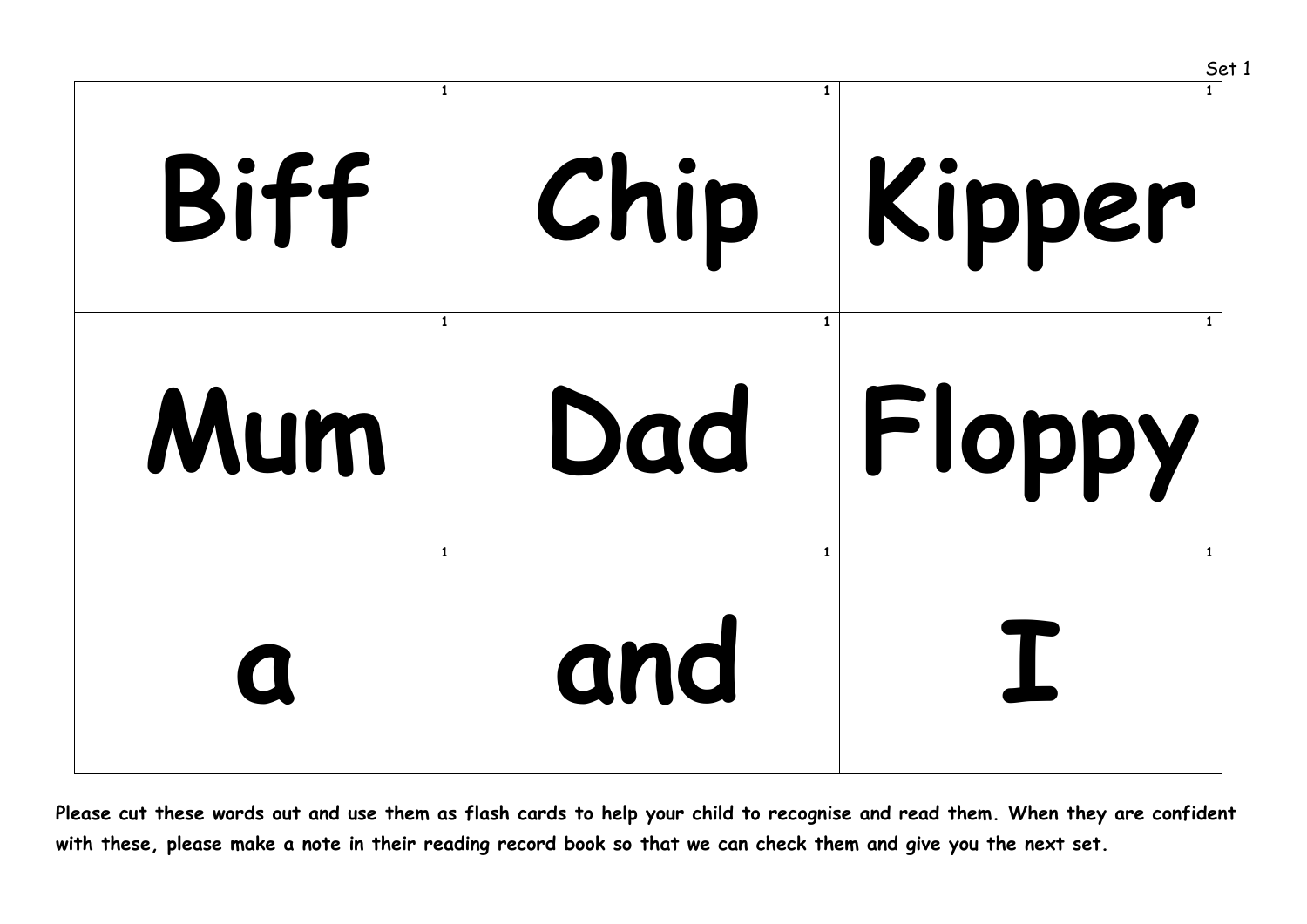Set 1

| | | |
|---|---|---|
| 1 **Biff** | 1 **Chip** | 1 **Kipper** |
| 1 **Mum** | 1 **Dad** | 1 **Floppy** |
| 1 **a** | 1 **and** | 1 **I** |

**Please cut these words out and use them as flash cards to help your child to recognise and read them. When they are confident with these, please make a note in their reading record book so that we can check them and give you the next set.**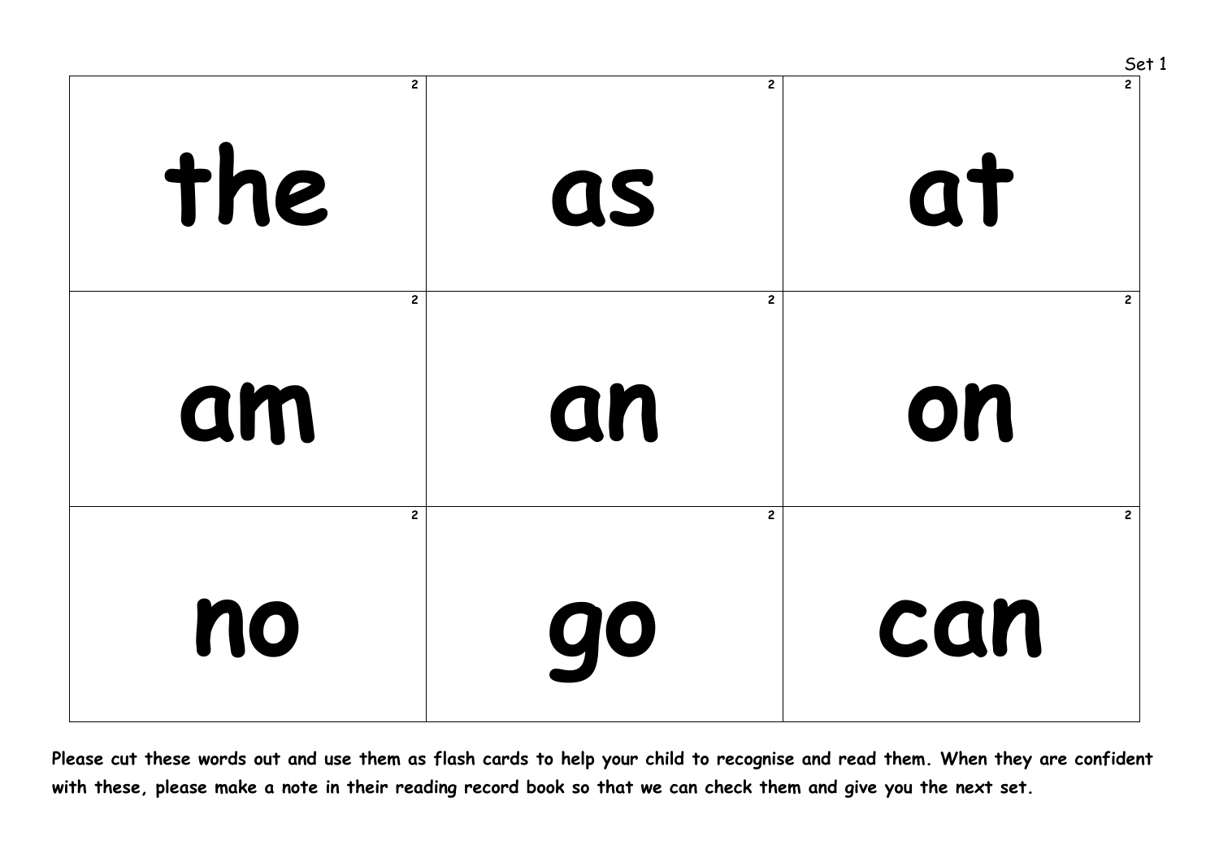Set 1

| 2 | 2 | 2 |
|---|---|---|
| the | as | at |
| **2** | **2** | **2** |
| am | an | on |
| **2** | **2** | **2** |
| no | go | can |

**Please cut these words out and use them as flash cards to help your child to recognise and read them. When they are confident with these, please make a note in their reading record book so that we can check them and give you the next set.**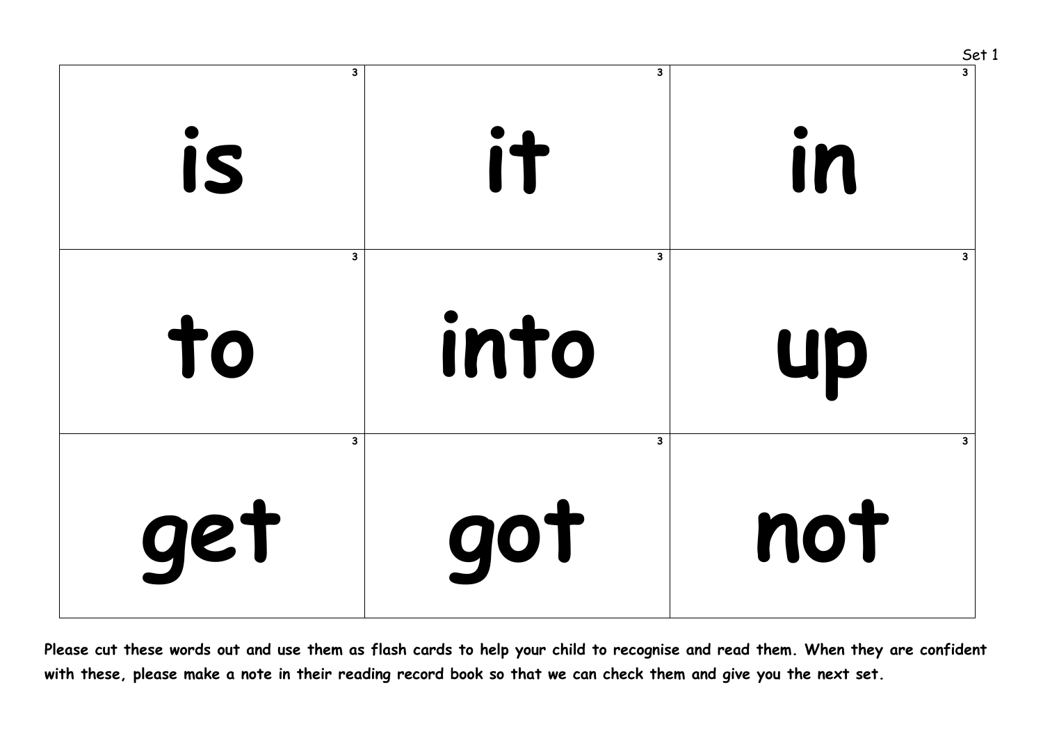Set 1

| | | |
|---|---|---|
| 3<br>**is** | 3<br>**it** | 3<br>**in** |
| 3<br>**to** | 3<br>**into** | 3<br>**up** |
| 3<br>**get** | 3<br>**got** | 3<br>**not** |

**Please cut these words out and use them as flash cards to help your child to recognise and read them. When they are confident with these, please make a note in their reading record book so that we can check them and give you the next set.**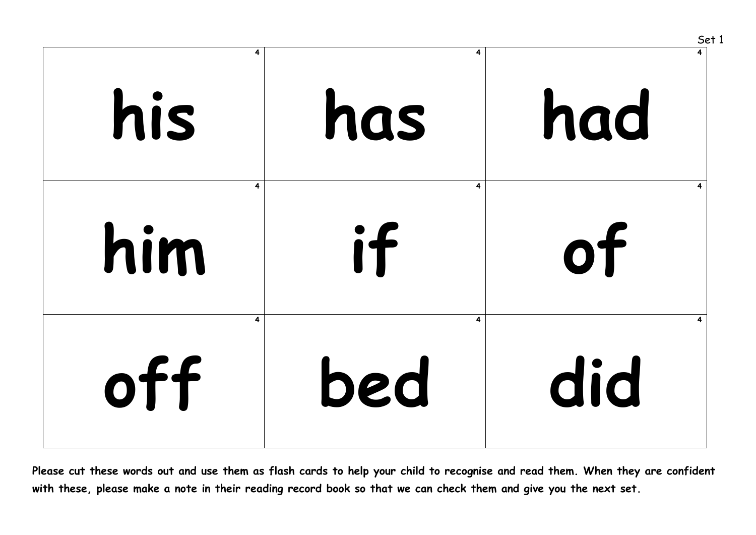Set 1

| 4 | 4 | 4 |
|---|---|---|
| his | has | had |
| 4 | 4 | 4 |
| him | if | of |
| 4 | 4 | 4 |
| off | bed | did |

**Please cut these words out and use them as flash cards to help your child to recognise and read them. When they are confident with these, please make a note in their reading record book so that we can check them and give you the next set.**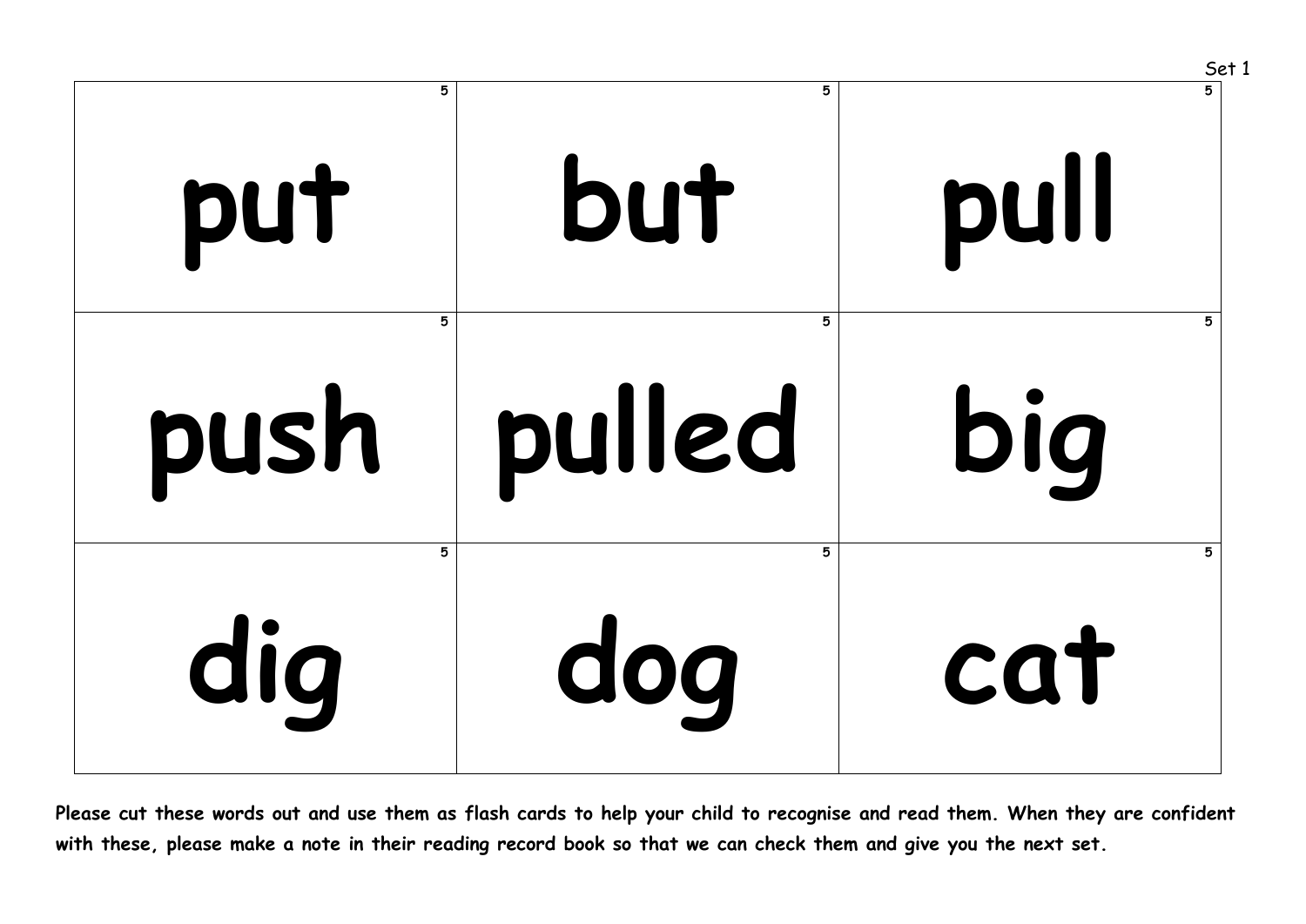Set 1

| | | |
|---|---|---|
| 5 put | 5 but | 5 pull |
| 5 push | 5 pulled | 5 big |
| 5 dig | 5 dog | 5 cat |

**Please cut these words out and use them as flash cards to help your child to recognise and read them. When they are confident with these, please make a note in their reading record book so that we can check them and give you the next set.**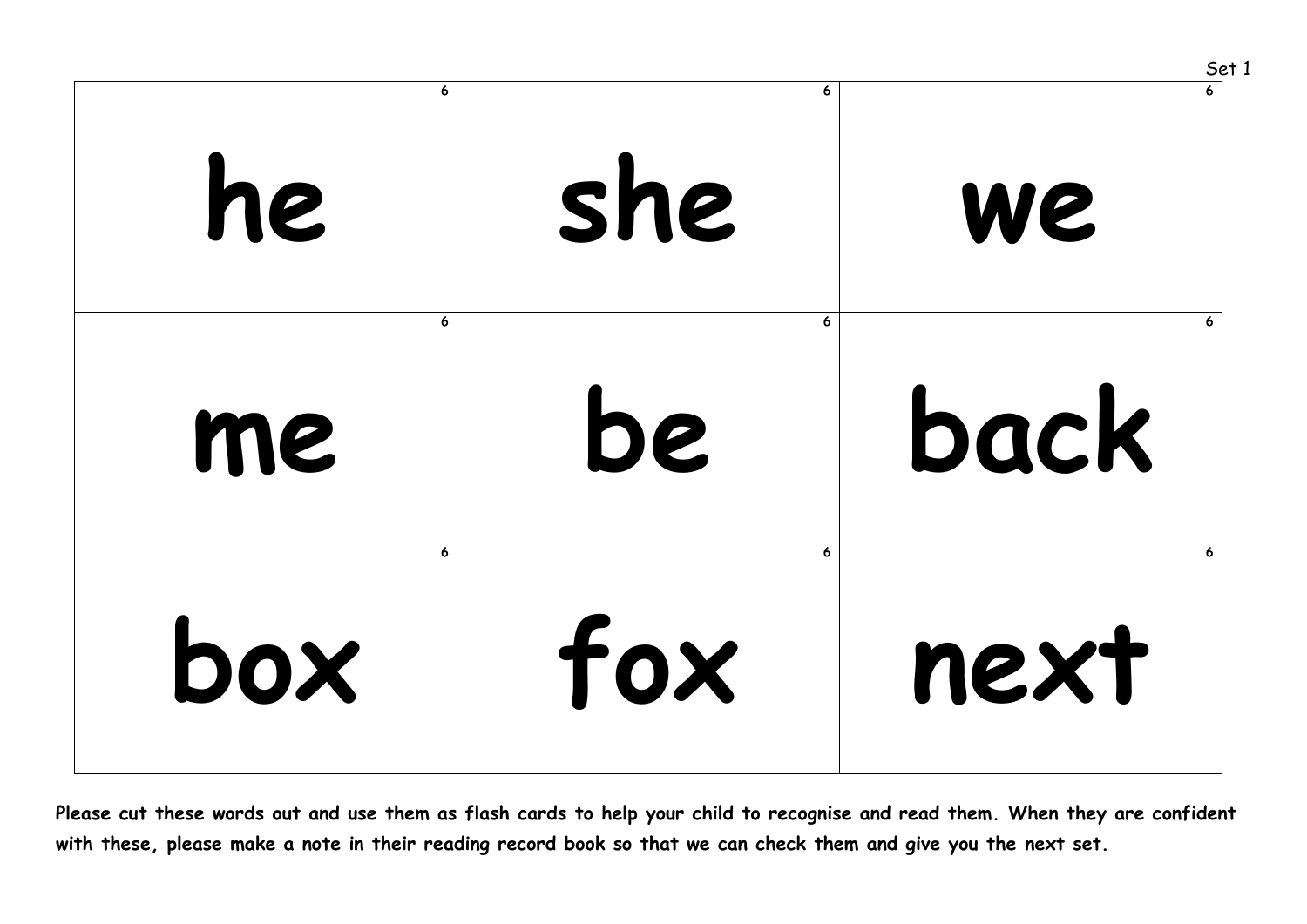Set 1

| | | |
|---|---|---|
| 6<br>he | 6<br>she | 6<br>we |
| 6<br>me | 6<br>be | 6<br>back |
| 6<br>box | 6<br>fox | 6<br>next |

**Please cut these words out and use them as flash cards to help your child to recognise and read them. When they are confident with these, please make a note in their reading record book so that we can check them and give you the next set.**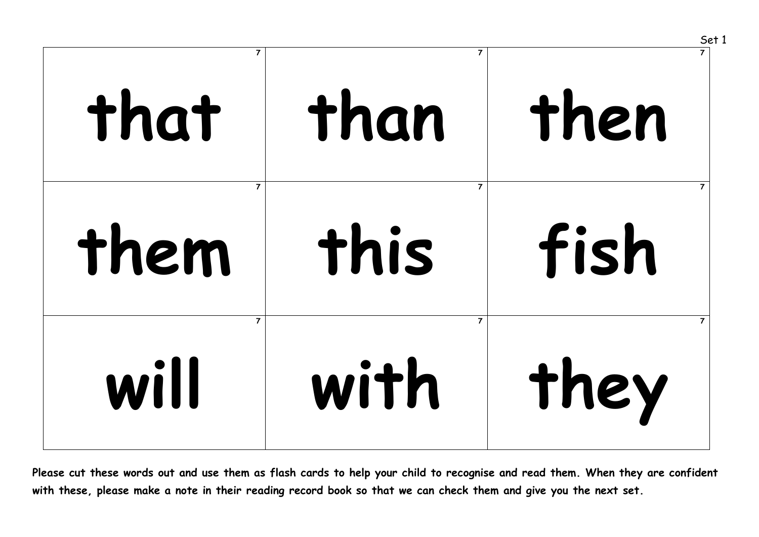Set 1

| | | |
|---|---|---|
| 7 that | 7 than | 7 then |
| 7 them | 7 this | 7 fish |
| 7 will | 7 with | 7 they |

**Please cut these words out and use them as flash cards to help your child to recognise and read them. When they are confident with these, please make a note in their reading record book so that we can check them and give you the next set.**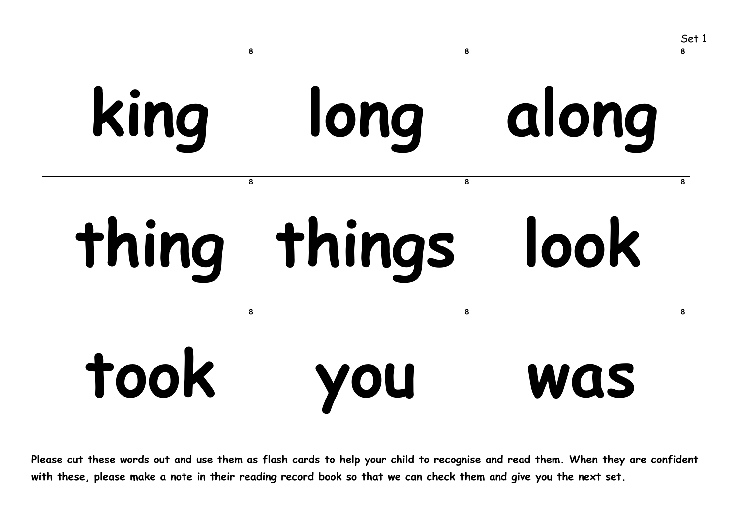Set 1

| | | |
|---|---|---|
| 8<br>king | 8<br>long | 8<br>along |
| 8<br>thing | 8<br>things | 8<br>look |
| 8<br>took | 8<br>you | 8<br>was |

**Please cut these words out and use them as flash cards to help your child to recognise and read them. When they are confident with these, please make a note in their reading record book so that we can check them and give you the next set.**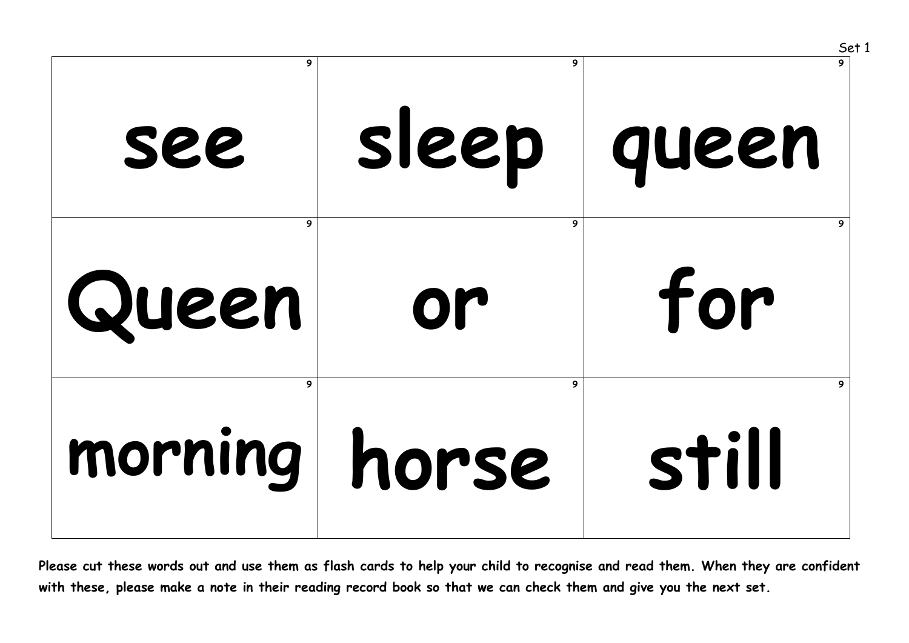Set 1

| | | |
|---|---|---|
| see | sleep | queen |
| Queen | or | for |
| morning | horse | still |

**Please cut these words out and use them as flash cards to help your child to recognise and read them. When they are confident with these, please make a note in their reading record book so that we can check them and give you the next set.**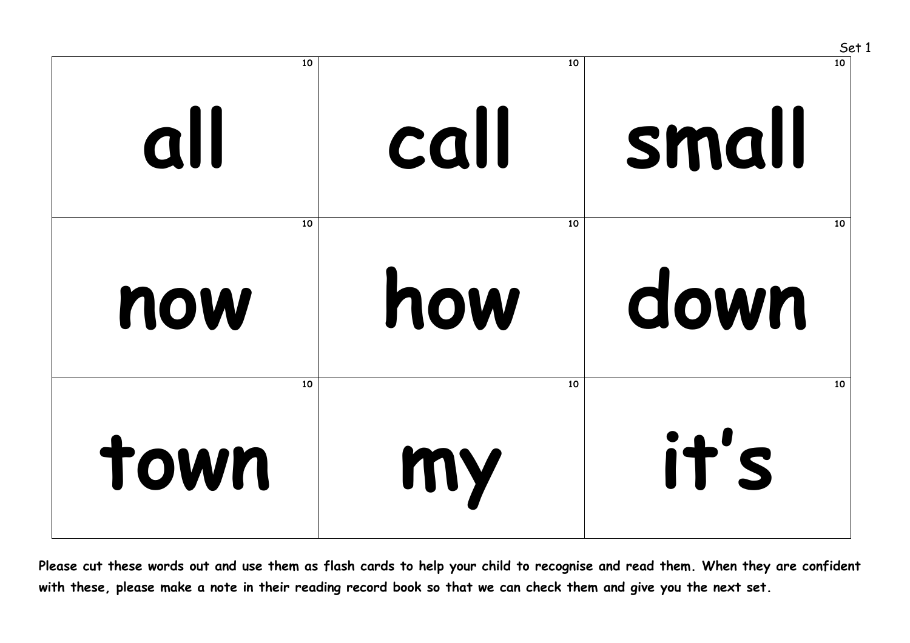Set 1

| 10 | 10 | 10 |
|---|---|---|
| all | call | small |
| 10 | 10 | 10 |
| now | how | down |
| 10 | 10 | 10 |
| town | my | it's |

**Please cut these words out and use them as flash cards to help your child to recognise and read them. When they are confident with these, please make a note in their reading record book so that we can check them and give you the next set.**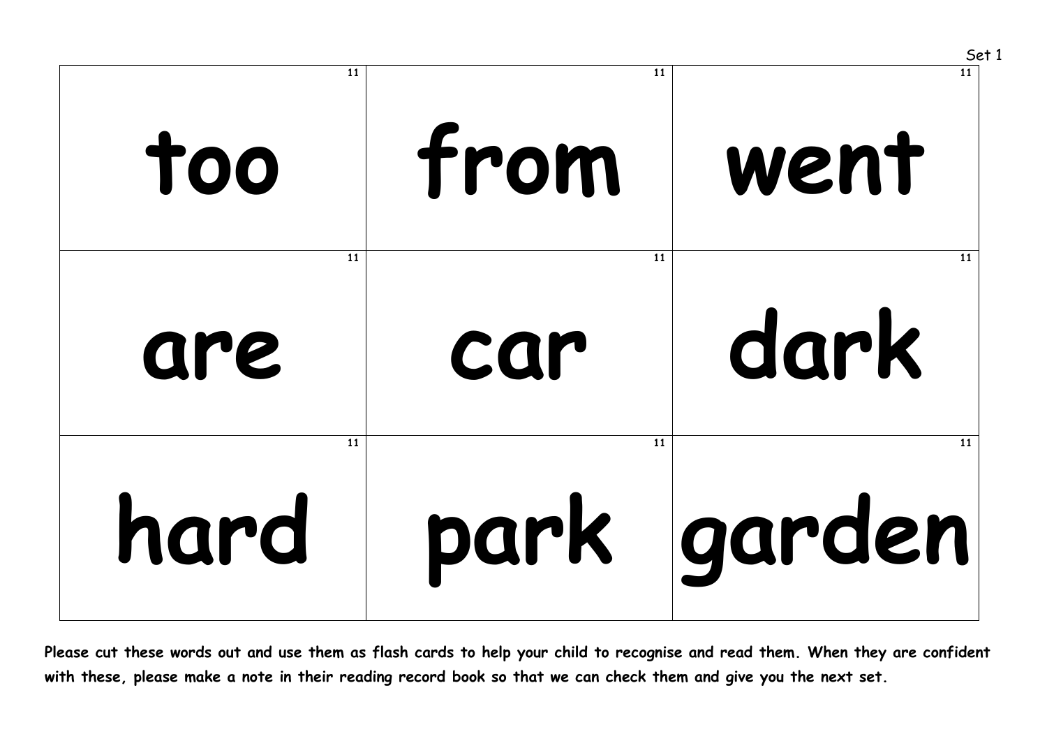Set 1

| | | |
|---|---|---|
| too | from | went |
| are | car | dark |
| hard | park | garden |

**Please cut these words out and use them as flash cards to help your child to recognise and read them. When they are confident with these, please make a note in their reading record book so that we can check them and give you the next set.**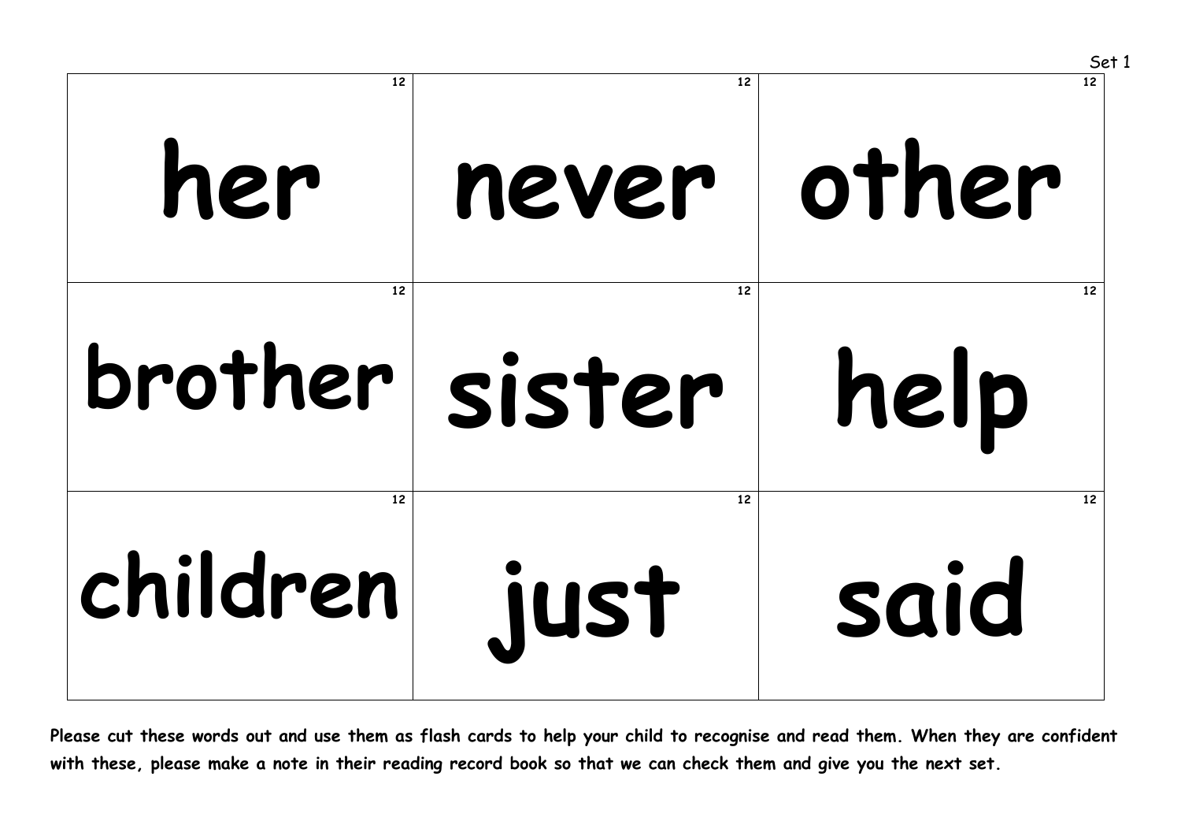Set 1

| | | |
|---|---|---|
| 12<br>her | 12<br>never | 12<br>other |
| 12<br>brother | 12<br>sister | 12<br>help |
| 12<br>children | 12<br>just | 12<br>said |

**Please cut these words out and use them as flash cards to help your child to recognise and read them. When they are confident with these, please make a note in their reading record book so that we can check them and give you the next set.**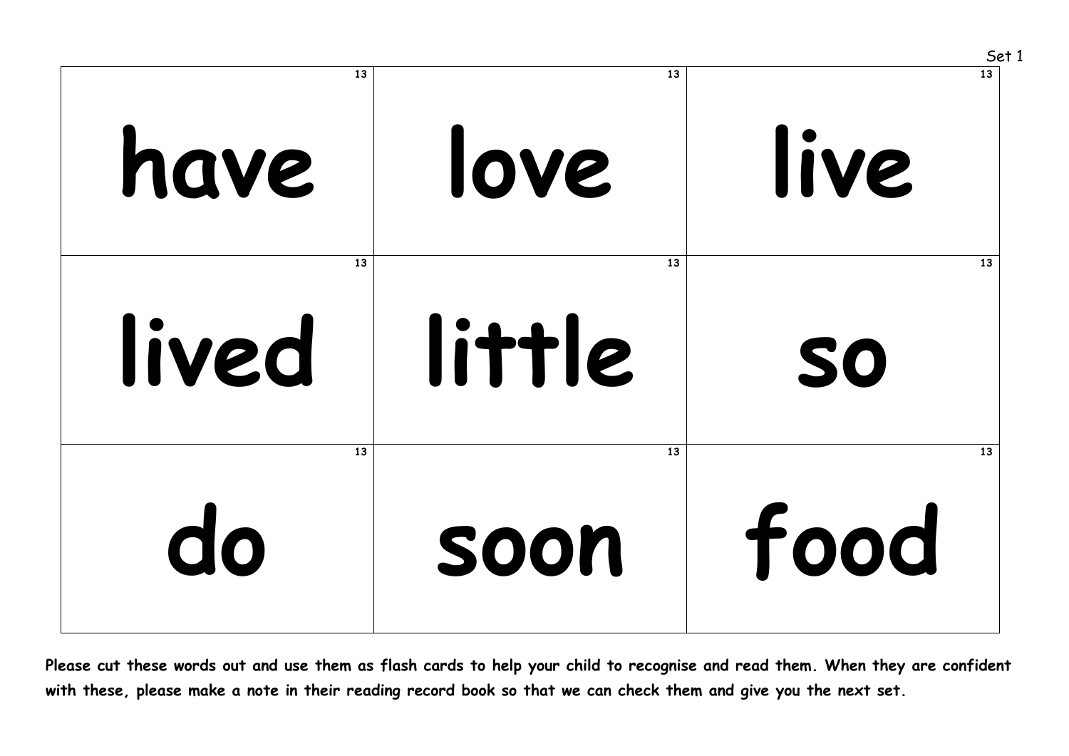Set 1

| | | |
|---|---|---|
| 13<br>have | 13<br>love | 13<br>live |
| 13<br>lived | 13<br>little | 13<br>so |
| 13<br>do | 13<br>soon | 13<br>food |

**Please cut these words out and use them as flash cards to help your child to recognise and read them. When they are confident with these, please make a note in their reading record book so that we can check them and give you the next set.**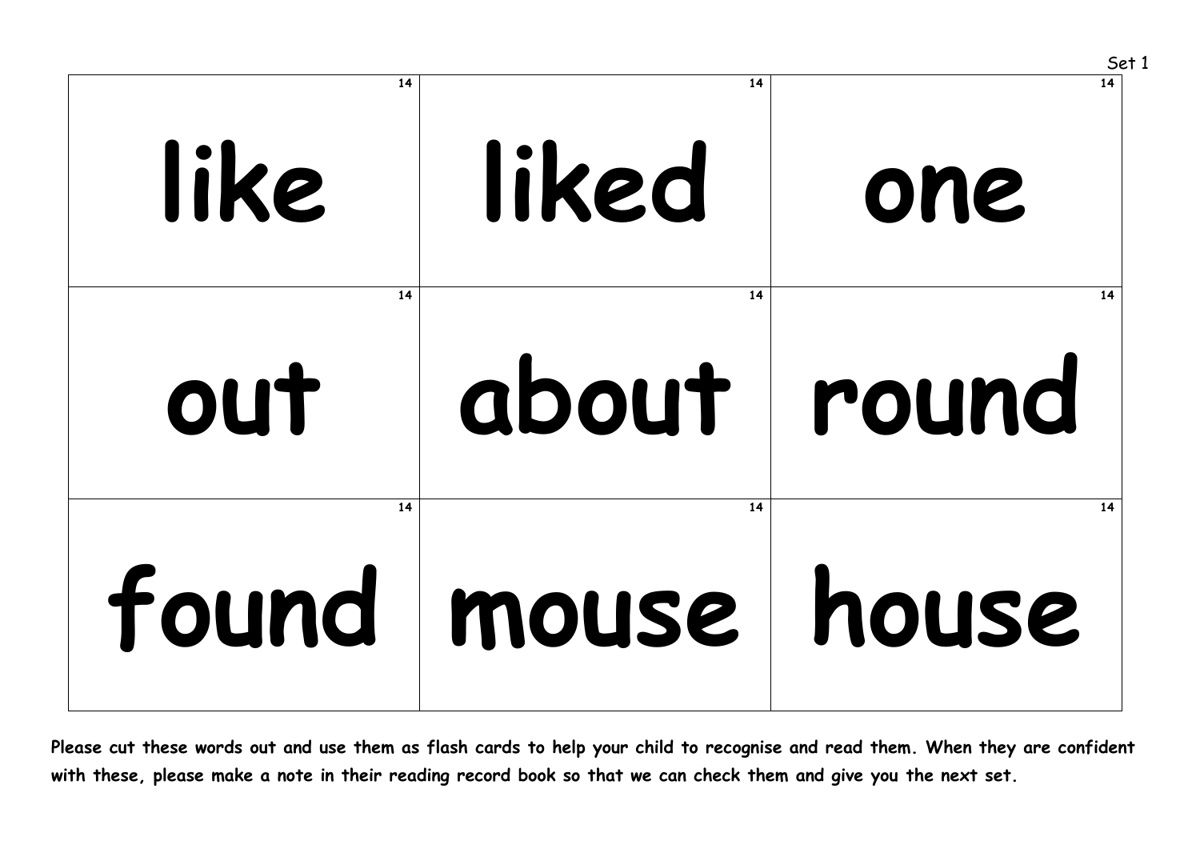Set 1

| 14 | 14 | 14 |
|---|---|---|
| like | liked | one |
| 14 | 14 | 14 |
| out | about | round |
| 14 | 14 | 14 |
| found | mouse | house |

**Please cut these words out and use them as flash cards to help your child to recognise and read them. When they are confident with these, please make a note in their reading record book so that we can check them and give you the next set.**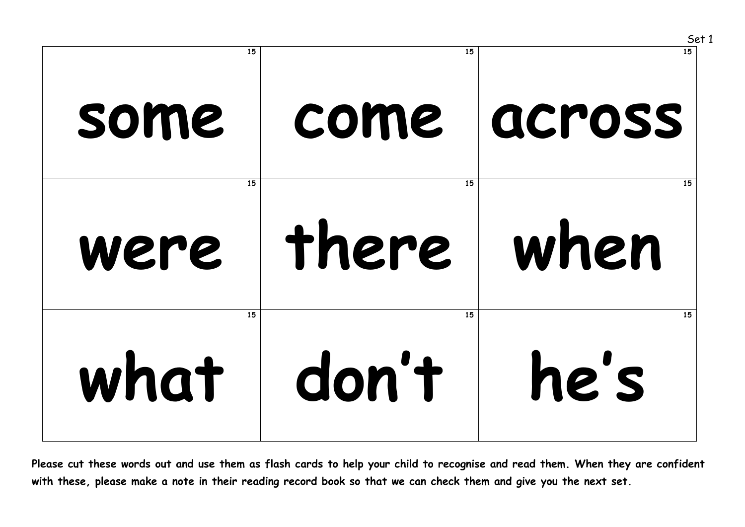Set 1

| | | |
|---|---|---|
| 15<br>some | 15<br>come | 15<br>across |
| 15<br>were | 15<br>there | 15<br>when |
| 15<br>what | 15<br>don't | 15<br>he's |

**Please cut these words out and use them as flash cards to help your child to recognise and read them. When they are confident with these, please make a note in their reading record book so that we can check them and give you the next set.**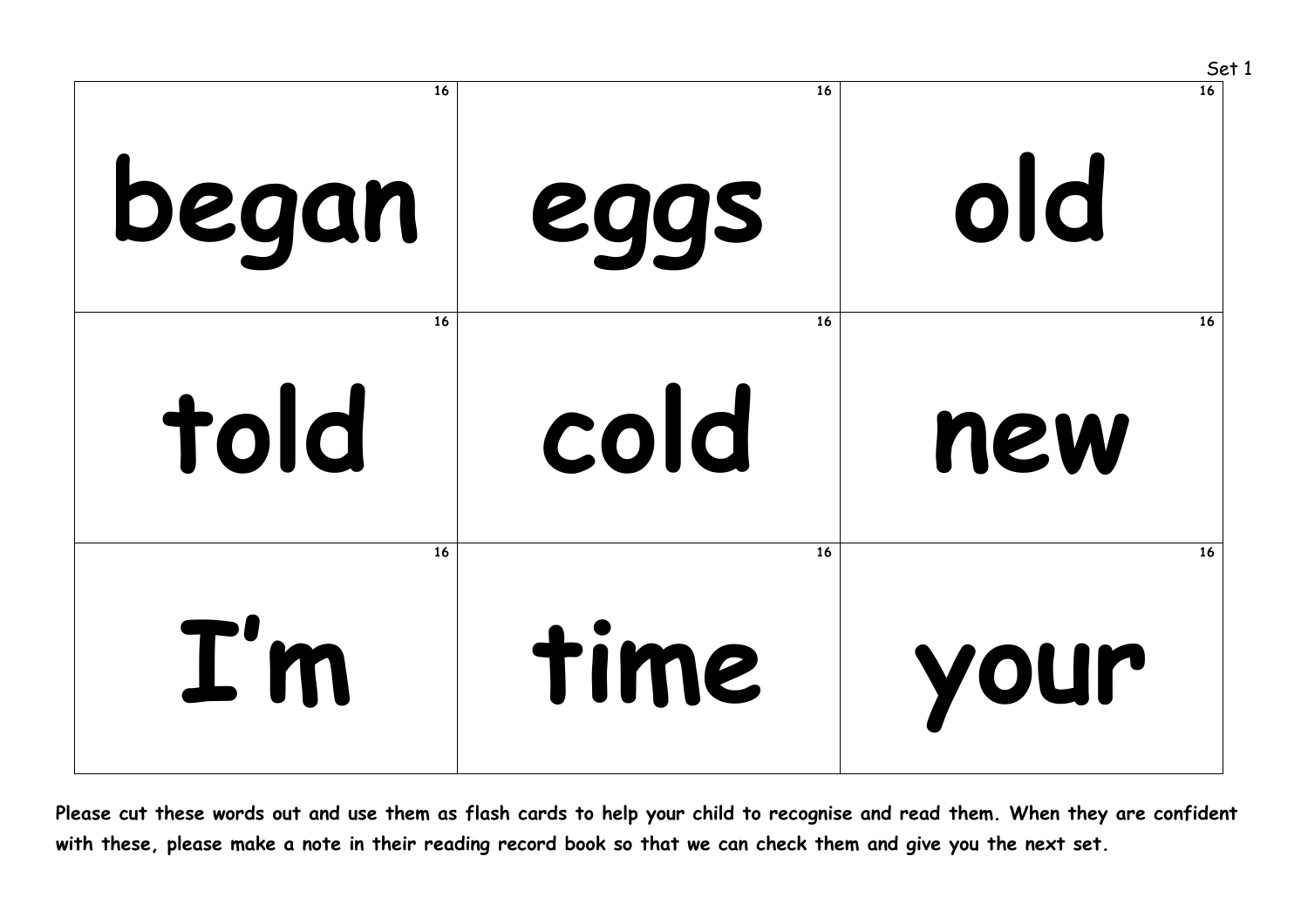Set 1

| 16 | 16 | 16 |
|---|---|---|
| began | eggs | old |
| 16 | 16 | 16 |
| told | cold | new |
| 16 | 16 | 16 |
| I'm | time | your |

**Please cut these words out and use them as flash cards to help your child to recognise and read them. When they are confident with these, please make a note in their reading record book so that we can check them and give you the next set.**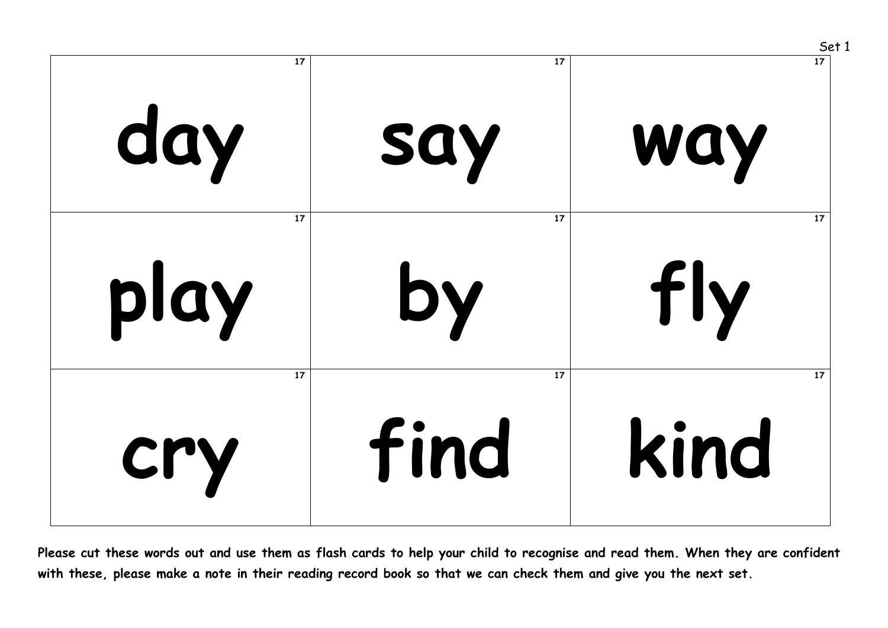Set 1

| | | |
|---|---|---|
| 17<br>day | 17<br>say | 17<br>way |
| 17<br>play | 17<br>by | 17<br>fly |
| 17<br>cry | 17<br>find | 17<br>kind |

**Please cut these words out and use them as flash cards to help your child to recognise and read them. When they are confident with these, please make a note in their reading record book so that we can check them and give you the next set.**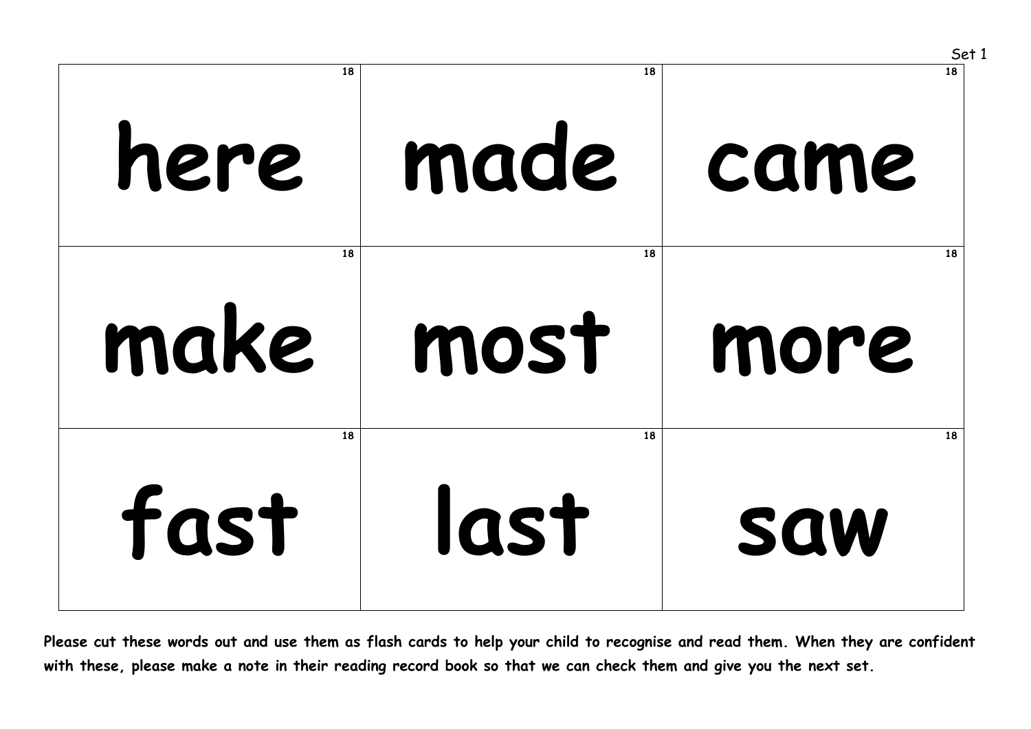Set 1

| | | |
|---|---|---|
| 18<br>**here** | 18<br>**made** | 18<br>**came** |
| 18<br>**make** | 18<br>**most** | 18<br>**more** |
| 18<br>**fast** | 18<br>**last** | 18<br>**saw** |

**Please cut these words out and use them as flash cards to help your child to recognise and read them. When they are confident with these, please make a note in their reading record book so that we can check them and give you the next set.**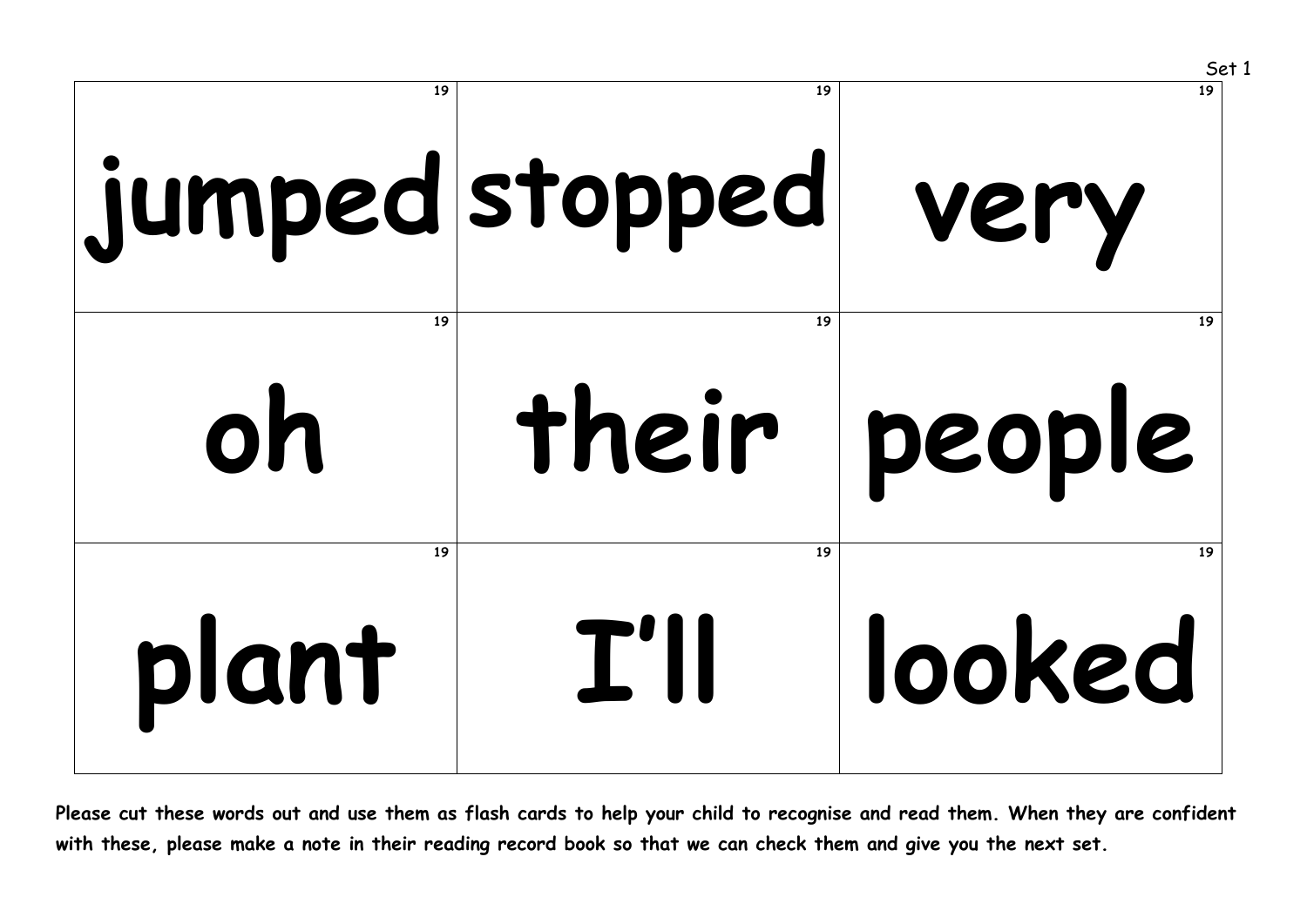Set 1

| | | |
|---|---|---|
| 19<br>jumped | 19<br>stopped | 19<br>very |
| 19<br>oh | 19<br>their | 19<br>people |
| 19<br>plant | 19<br>I'll | 19<br>looked |

**Please cut these words out and use them as flash cards to help your child to recognise and read them. When they are confident with these, please make a note in their reading record book so that we can check them and give you the next set.**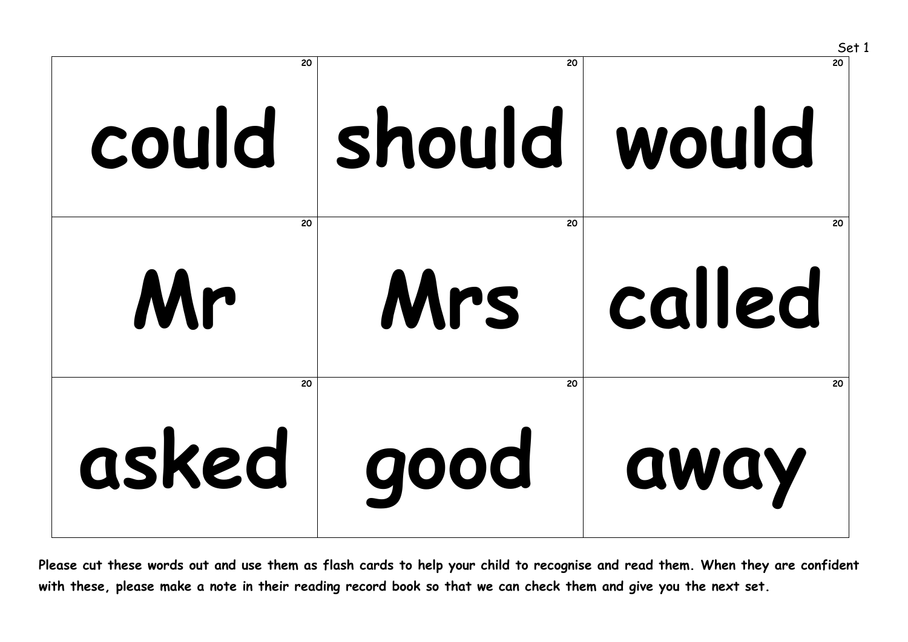Set 1

| | | |
|---|---|---|
| 20 **could** | 20 **should** | 20 **would** |
| 20 **Mr** | 20 **Mrs** | 20 **called** |
| 20 **asked** | 20 **good** | 20 **away** |

**Please cut these words out and use them as flash cards to help your child to recognise and read them. When they are confident with these, please make a note in their reading record book so that we can check them and give you the next set.**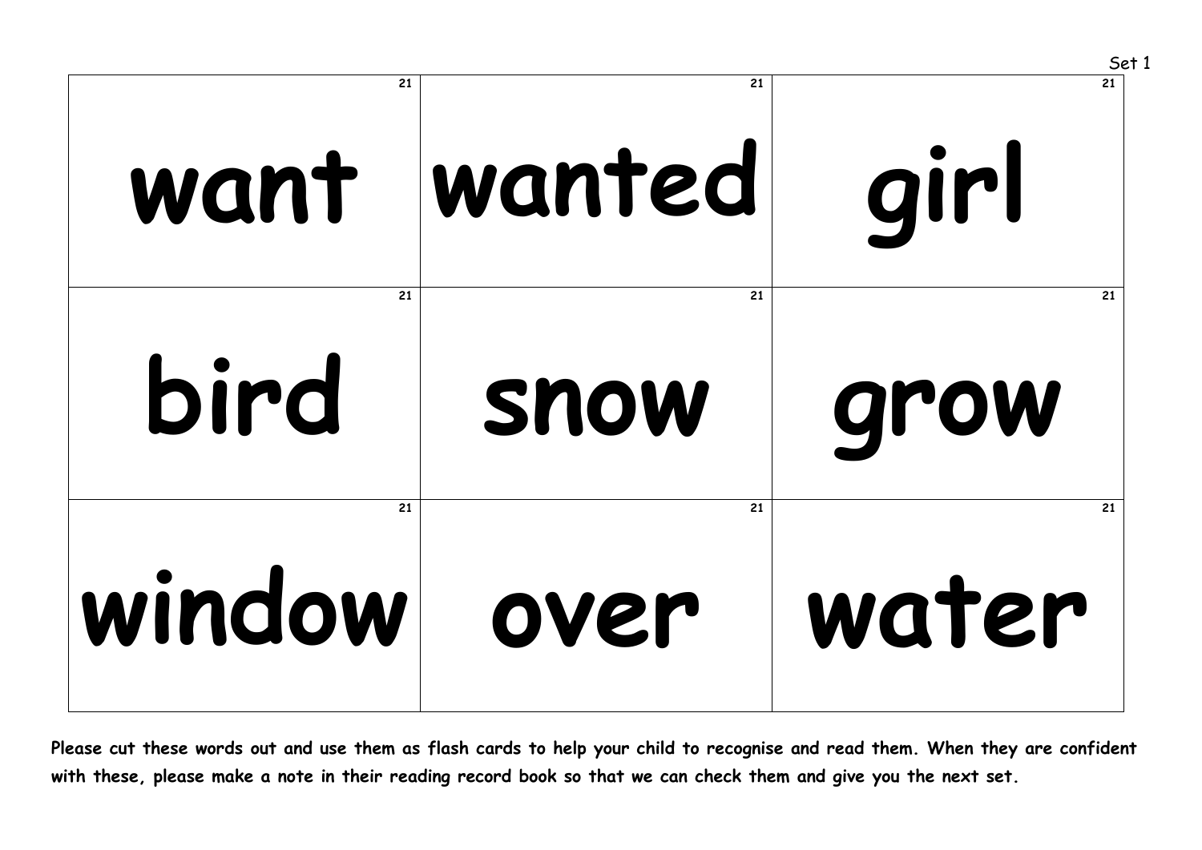Set 1

| | | |
|---|---|---|
| 21<br>**want** | 21<br>**wanted** | 21<br>**girl** |
| 21<br>**bird** | 21<br>**snow** | 21<br>**grow** |
| 21<br>**window** | 21<br>**over** | 21<br>**water** |

**Please cut these words out and use them as flash cards to help your child to recognise and read them. When they are confident with these, please make a note in their reading record book so that we can check them and give you the next set.**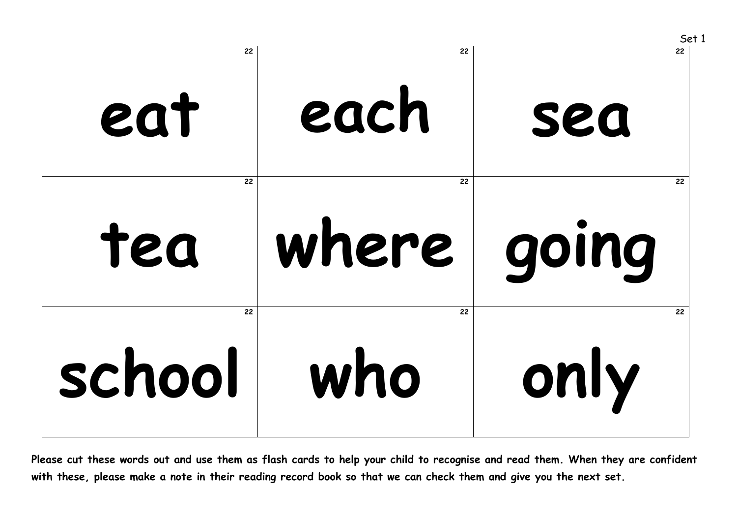Set 1

| | | |
|---|---|---|
| 22<br>eat | 22<br>each | 22<br>sea |
| 22<br>tea | 22<br>where | 22<br>going |
| 22<br>school | 22<br>who | 22<br>only |

**Please cut these words out and use them as flash cards to help your child to recognise and read them. When they are confident with these, please make a note in their reading record book so that we can check them and give you the next set.**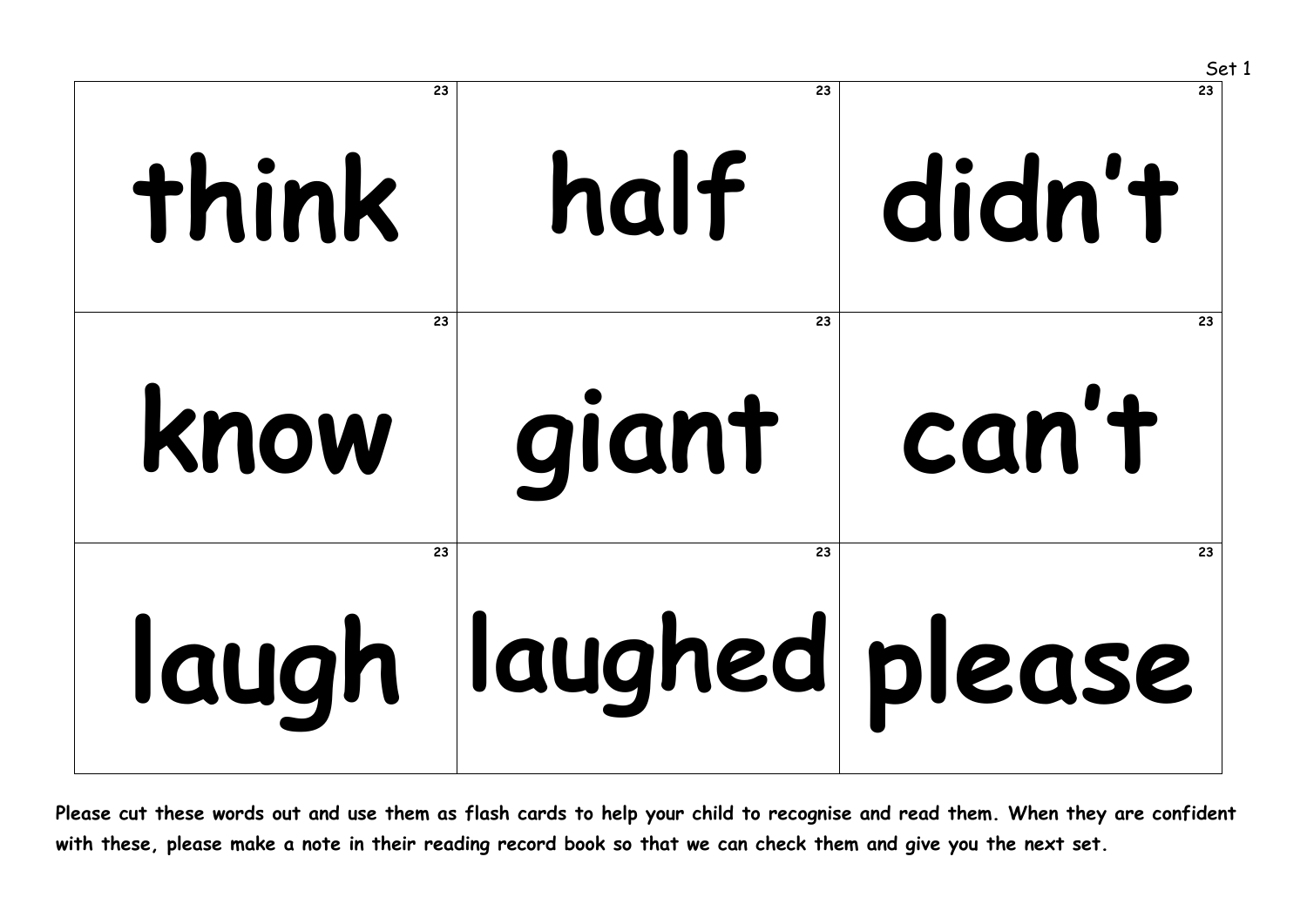Set 1

| | | |
|---|---|---|
| 23<br>think | 23<br>half | 23<br>didn't |
| 23<br>know | 23<br>giant | 23<br>can't |
| 23<br>laugh | 23<br>laughed | 23<br>please |

**Please cut these words out and use them as flash cards to help your child to recognise and read them. When they are confident with these, please make a note in their reading record book so that we can check them and give you the next set.**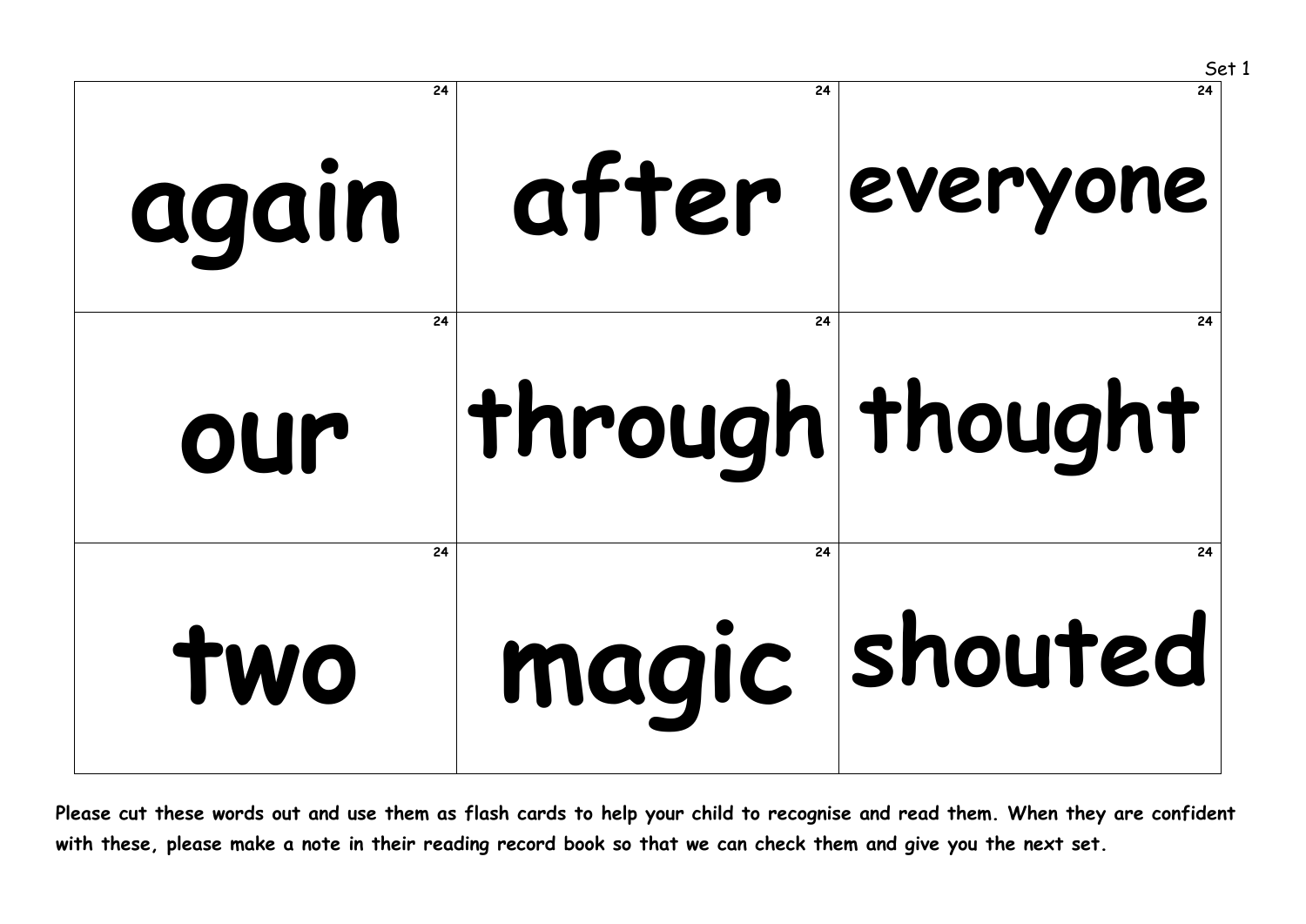Set 1

| 24 | 24 | 24 |
|---|---|---|
| again | after | everyone |
| 24 | 24 | 24 |
| our | through | thought |
| 24 | 24 | 24 |
| two | magic | shouted |

**Please cut these words out and use them as flash cards to help your child to recognise and read them. When they are confident with these, please make a note in their reading record book so that we can check them and give you the next set.**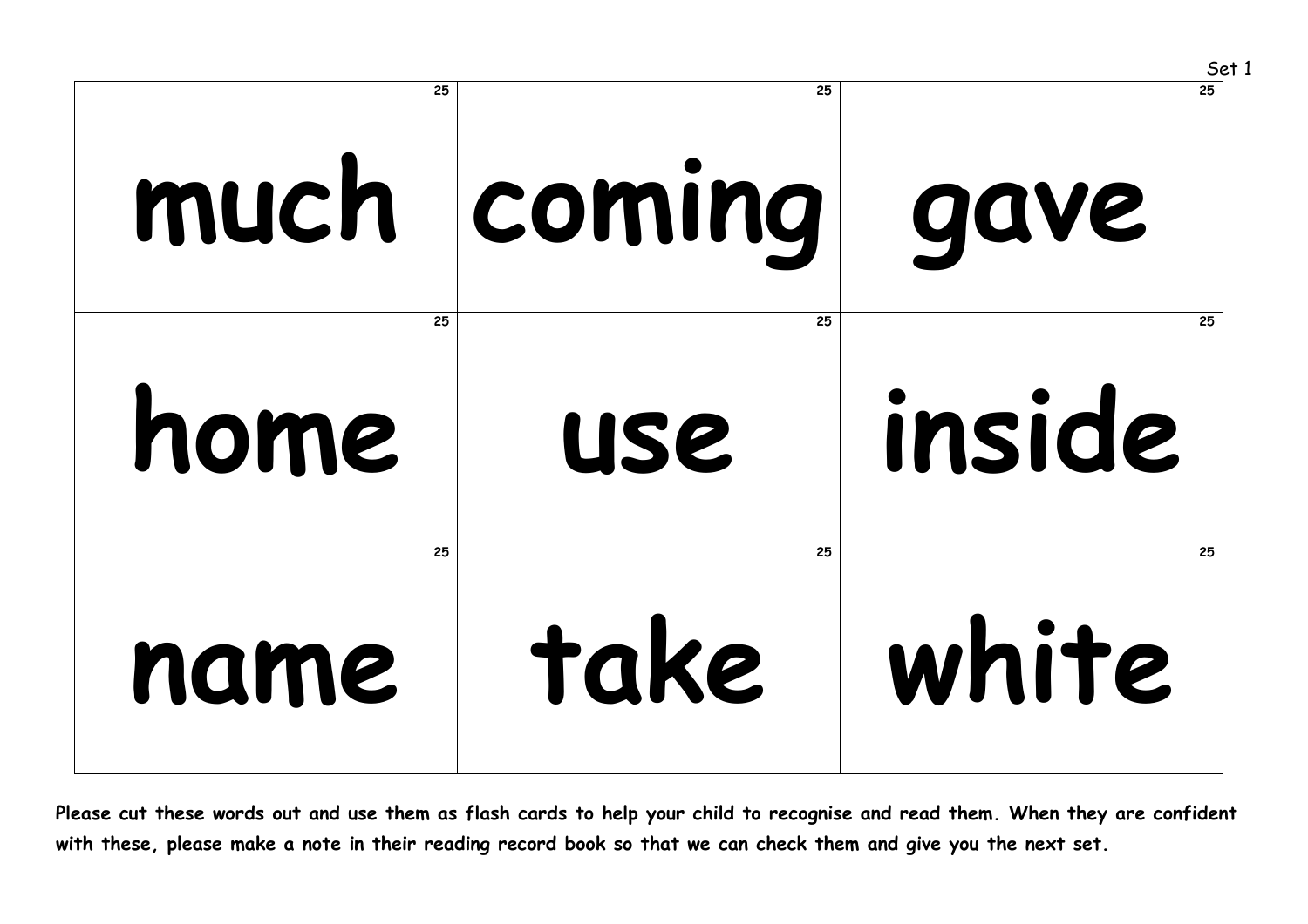Set 1

| | | |
|---|---|---|
| 25 much | 25 coming | 25 gave |
| 25 home | 25 use | 25 inside |
| 25 name | 25 take | 25 white |

**Please cut these words out and use them as flash cards to help your child to recognise and read them. When they are confident with these, please make a note in their reading record book so that we can check them and give you the next set.**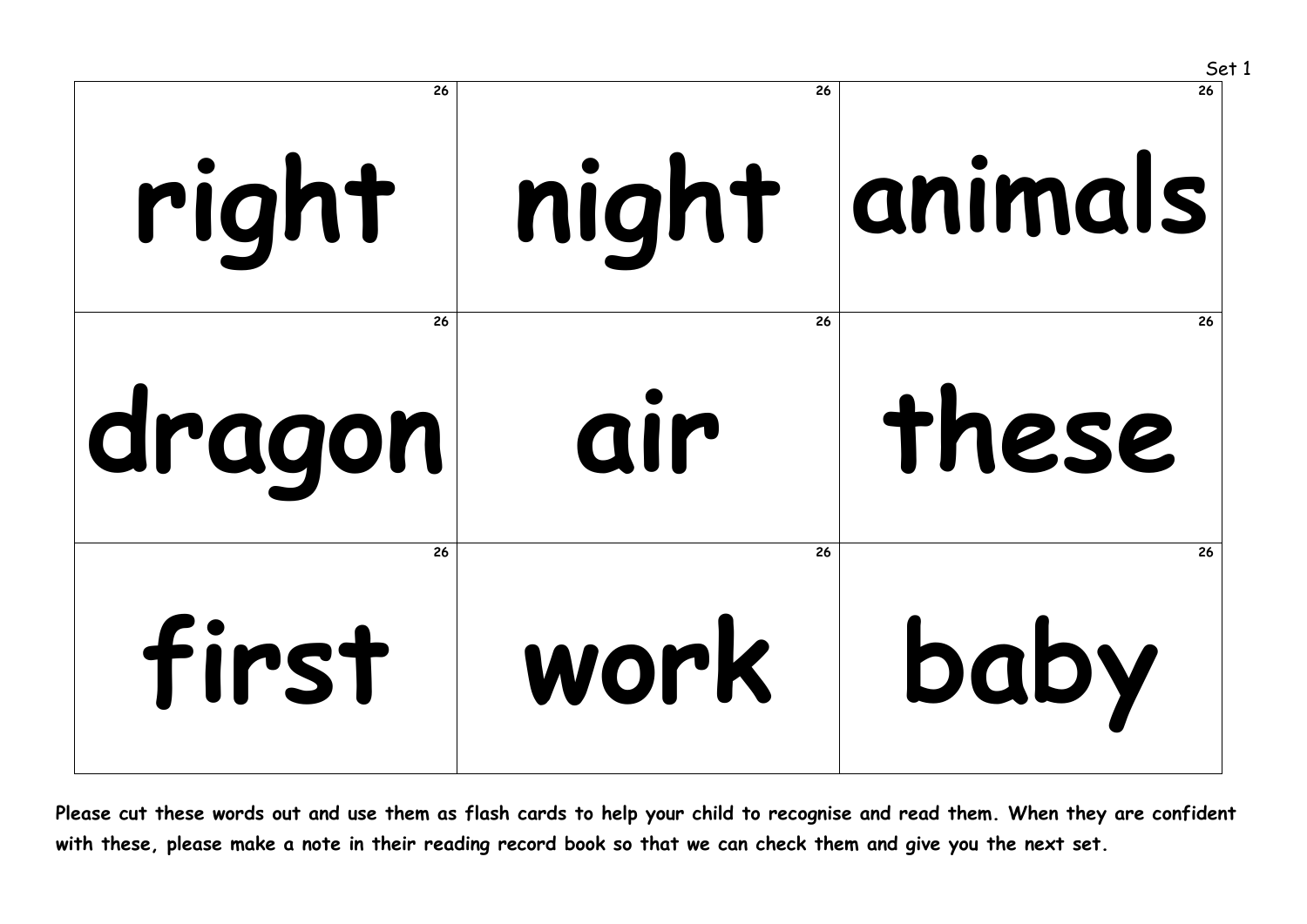Set 1

| | | |
|---|---|---|
| 26 right | 26 night | 26 animals |
| 26 dragon | 26 air | 26 these |
| 26 first | 26 work | 26 baby |

**Please cut these words out and use them as flash cards to help your child to recognise and read them. When they are confident with these, please make a note in their reading record book so that we can check them and give you the next set.**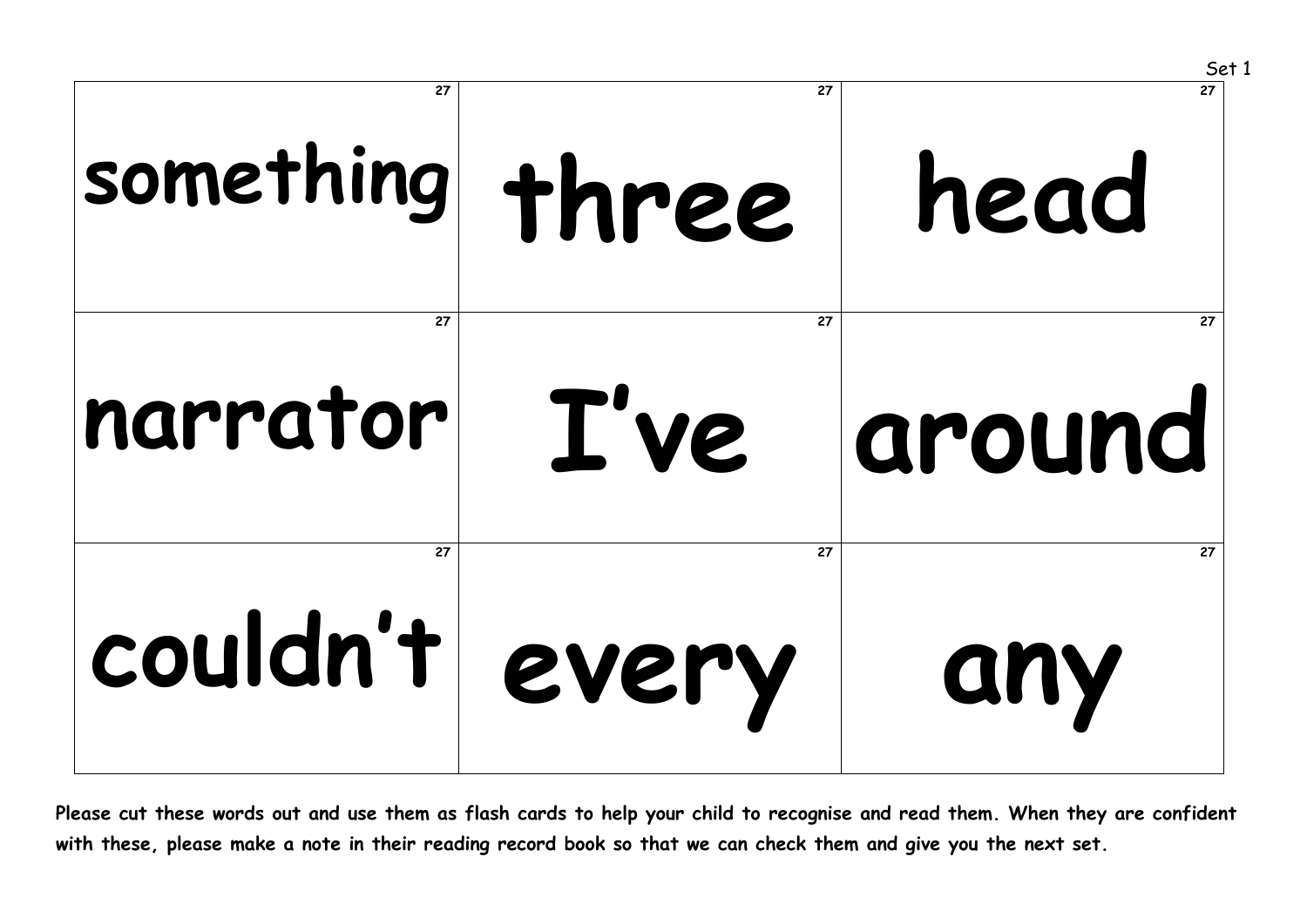Set 1

| | | |
|---|---|---|
| something | three | head |
| narrator | I've | around |
| couldn't | every | any |

**Please cut these words out and use them as flash cards to help your child to recognise and read them. When they are confident with these, please make a note in their reading record book so that we can check them and give you the next set.**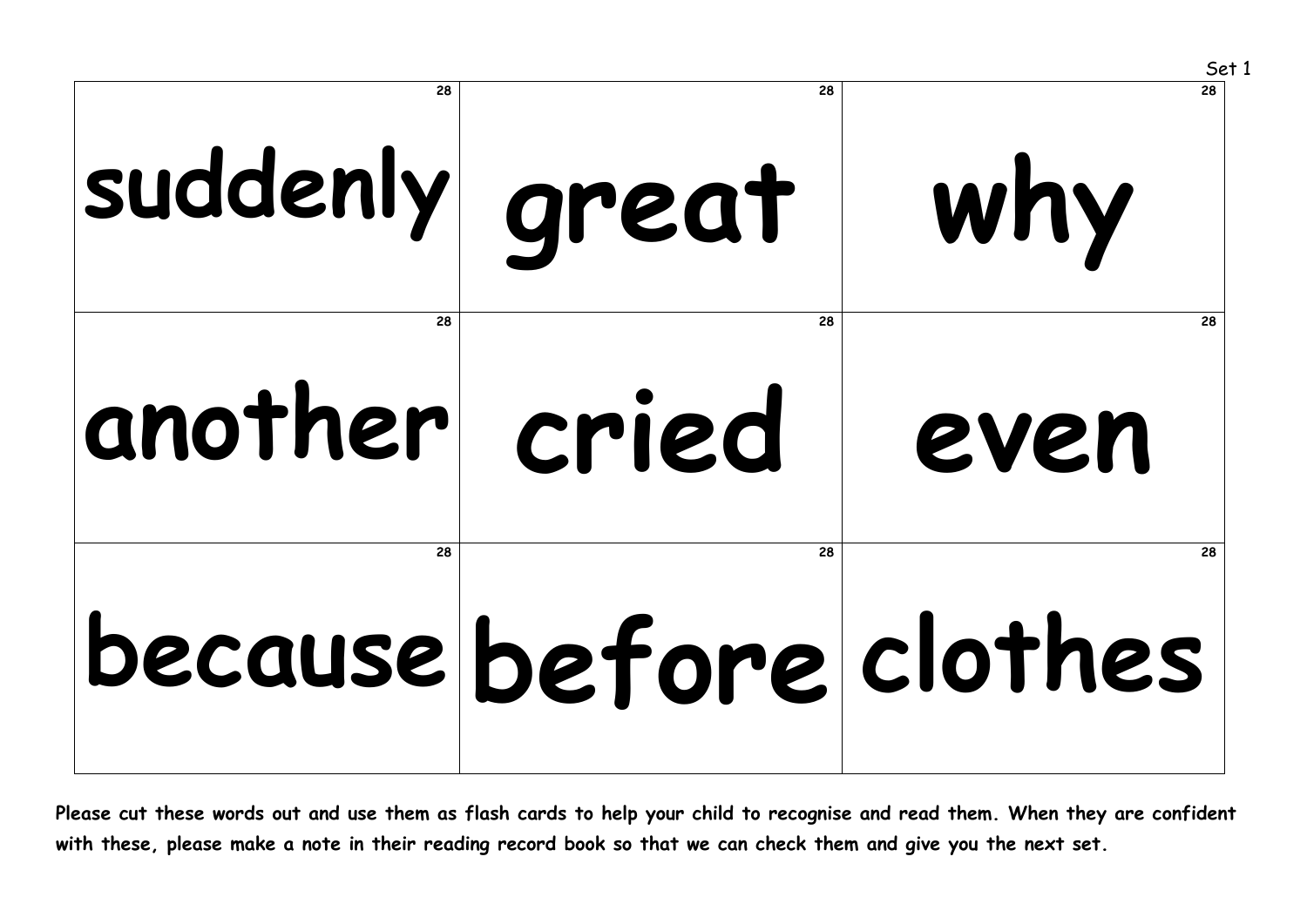Set 1

| 28 | 28 | 28 |
|---|---|---|
| suddenly | great | why |
| 28 another | 28 cried | 28 even |
| 28 because | 28 before | 28 clothes |

**Please cut these words out and use them as flash cards to help your child to recognise and read them. When they are confident with these, please make a note in their reading record book so that we can check them and give you the next set.**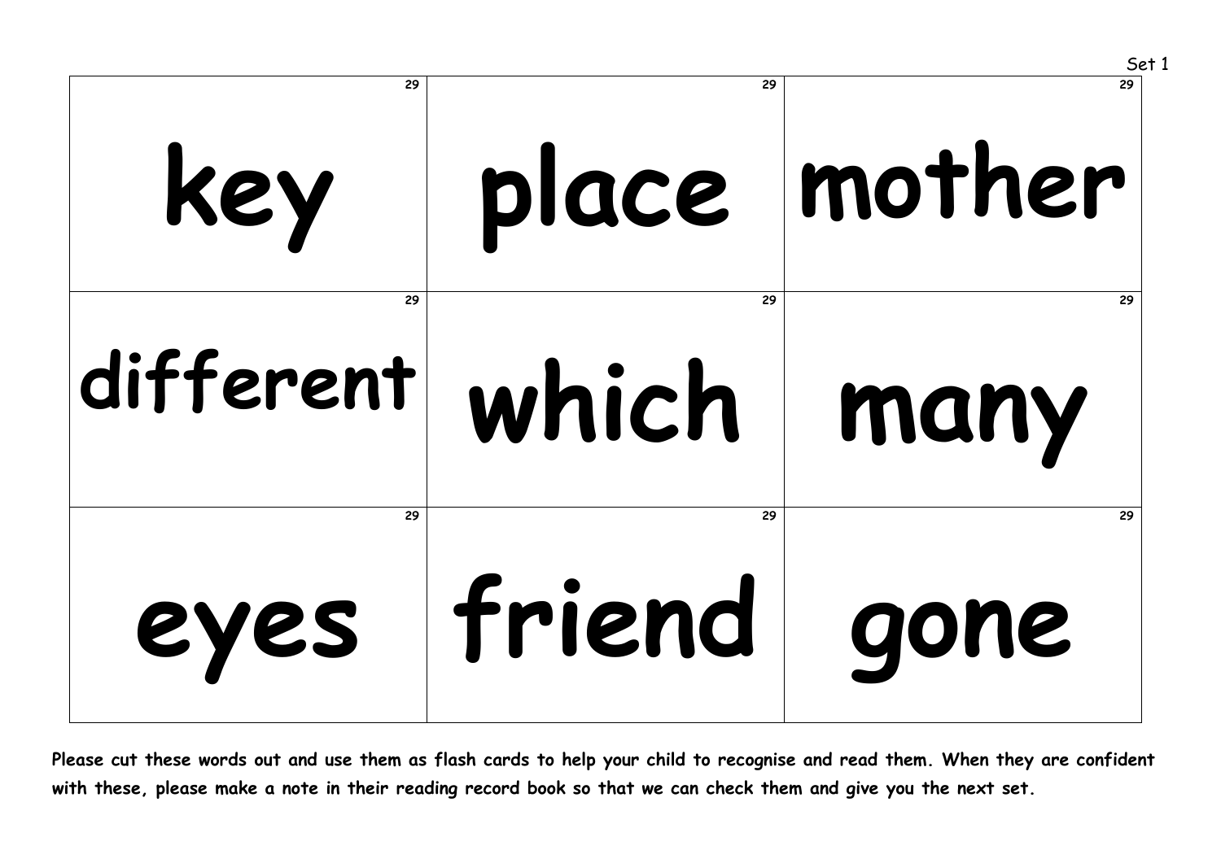Set 1

| | | |
|---|---|---|
| 29 key | 29 place | 29 mother |
| 29 different | 29 which | 29 many |
| 29 eyes | 29 friend | 29 gone |

**Please cut these words out and use them as flash cards to help your child to recognise and read them. When they are confident with these, please make a note in their reading record book so that we can check them and give you the next set.**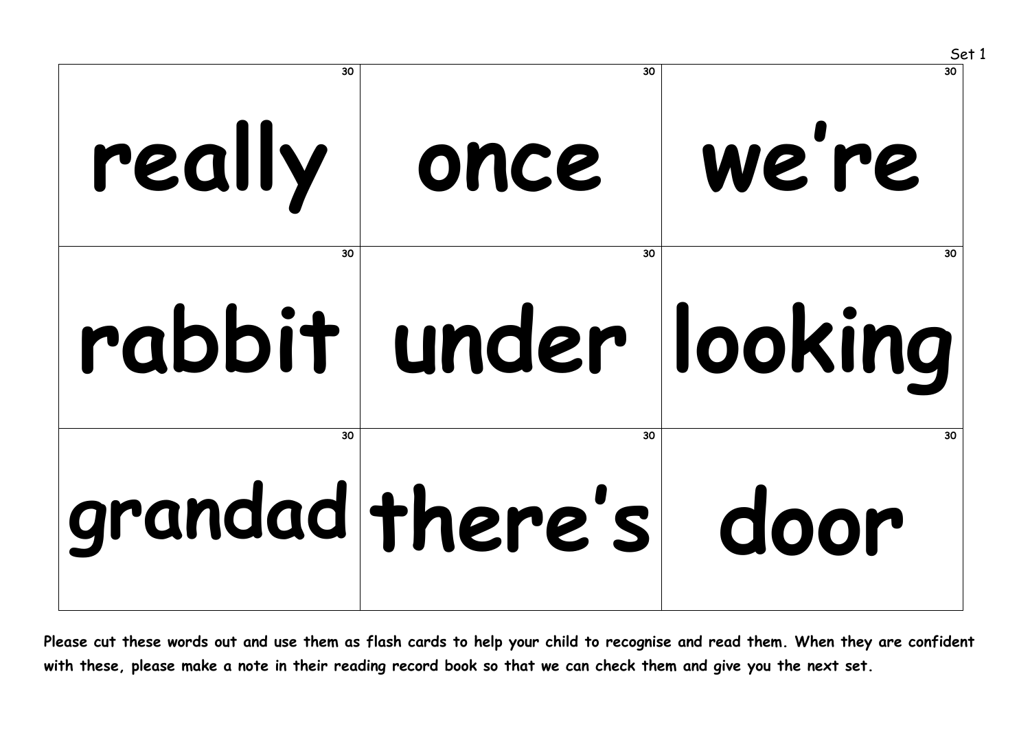Set 1

| | | |
|---|---|---|
| 30<br>really | 30<br>once | 30<br>we're |
| 30<br>rabbit | 30<br>under | 30<br>looking |
| 30<br>grandad | 30<br>there's | 30<br>door |

**Please cut these words out and use them as flash cards to help your child to recognise and read them. When they are confident with these, please make a note in their reading record book so that we can check them and give you the next set.**